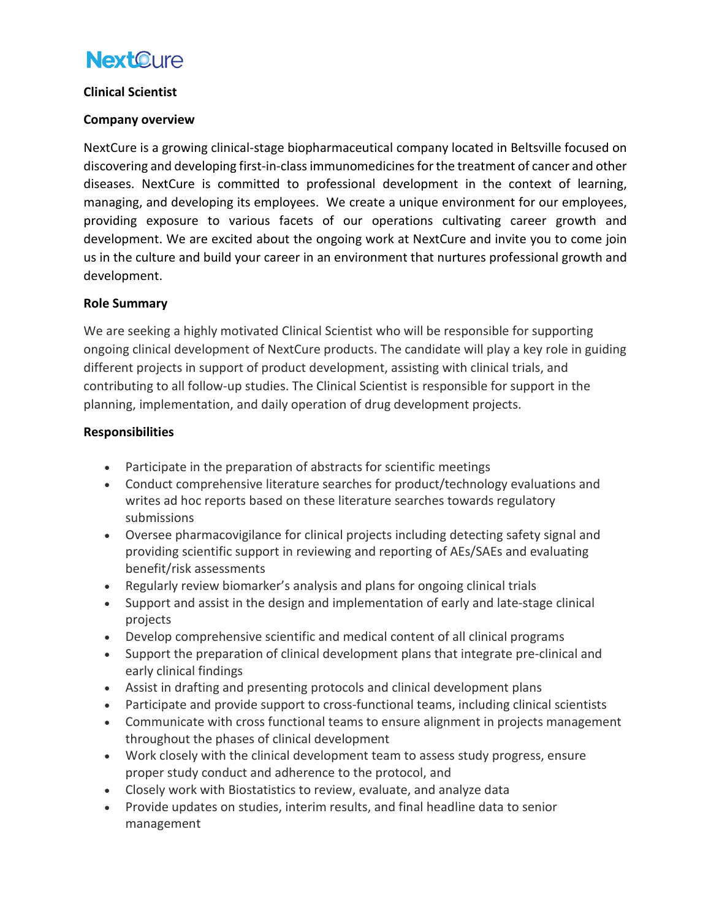NextCure

**Clinical Scientist**

**Company overview**

NextCure is a growing clinical-stage biopharmaceutical company located in Beltsville focused on discovering and developing first-in-class immunomedicines for the treatment of cancer and other diseases. NextCure is committed to professional development in the context of learning, managing, and developing its employees. We create a unique environment for our employees, providing exposure to various facets of our operations cultivating career growth and development. We are excited about the ongoing work at NextCure and invite you to come join us in the culture and build your career in an environment that nurtures professional growth and development.

**Role Summary**

We are seeking a highly motivated Clinical Scientist who will be responsible for supporting ongoing clinical development of NextCure products. The candidate will play a key role in guiding different projects in support of product development, assisting with clinical trials, and contributing to all follow-up studies. The Clinical Scientist is responsible for support in the planning, implementation, and daily operation of drug development projects.

**Responsibilities**

- Participate in the preparation of abstracts for scientific meetings
- Conduct comprehensive literature searches for product/technology evaluations and writes ad hoc reports based on these literature searches towards regulatory submissions
- Oversee pharmacovigilance for clinical projects including detecting safety signal and providing scientific support in reviewing and reporting of AEs/SAEs and evaluating benefit/risk assessments
- Regularly review biomarker's analysis and plans for ongoing clinical trials
- Support and assist in the design and implementation of early and late-stage clinical projects
- Develop comprehensive scientific and medical content of all clinical programs
- Support the preparation of clinical development plans that integrate pre-clinical and early clinical findings
- Assist in drafting and presenting protocols and clinical development plans
- Participate and provide support to cross-functional teams, including clinical scientists
- Communicate with cross functional teams to ensure alignment in projects management throughout the phases of clinical development
- Work closely with the clinical development team to assess study progress, ensure proper study conduct and adherence to the protocol, and
- Closely work with Biostatistics to review, evaluate, and analyze data
- Provide updates on studies, interim results, and final headline data to senior management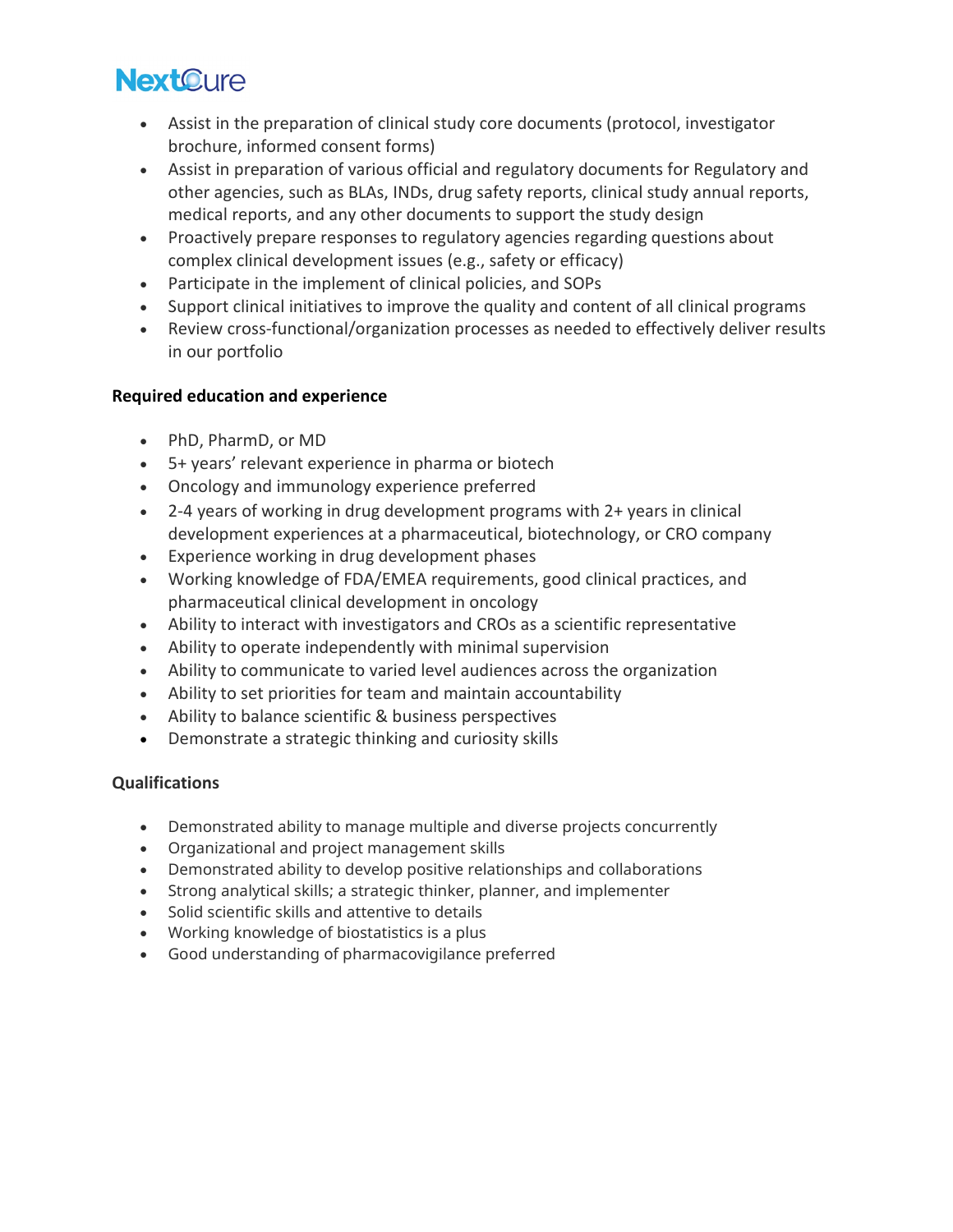- Assist in the preparation of clinical study core documents (protocol, investigator brochure, informed consent forms)
- Assist in preparation of various official and regulatory documents for Regulatory and other agencies, such as BLAs, INDs, drug safety reports, clinical study annual reports, medical reports, and any other documents to support the study design
- Proactively prepare responses to regulatory agencies regarding questions about complex clinical development issues (e.g., safety or efficacy)
- Participate in the implement of clinical policies, and SOPs
- Support clinical initiatives to improve the quality and content of all clinical programs
- Review cross-functional/organization processes as needed to effectively deliver results in our portfolio

**Required education and experience**

- PhD, PharmD, or MD
- 5+ years' relevant experience in pharma or biotech
- Oncology and immunology experience preferred
- 2-4 years of working in drug development programs with 2+ years in clinical development experiences at a pharmaceutical, biotechnology, or CRO company
- Experience working in drug development phases
- Working knowledge of FDA/EMEA requirements, good clinical practices, and pharmaceutical clinical development in oncology
- Ability to interact with investigators and CROs as a scientific representative
- Ability to operate independently with minimal supervision
- Ability to communicate to varied level audiences across the organization
- Ability to set priorities for team and maintain accountability
- Ability to balance scientific & business perspectives
- Demonstrate a strategic thinking and curiosity skills

**Qualifications**

- Demonstrated ability to manage multiple and diverse projects concurrently
- Organizational and project management skills
- Demonstrated ability to develop positive relationships and collaborations
- Strong analytical skills; a strategic thinker, planner, and implementer
- Solid scientific skills and attentive to details
- Working knowledge of biostatistics is a plus
- Good understanding of pharmacovigilance preferred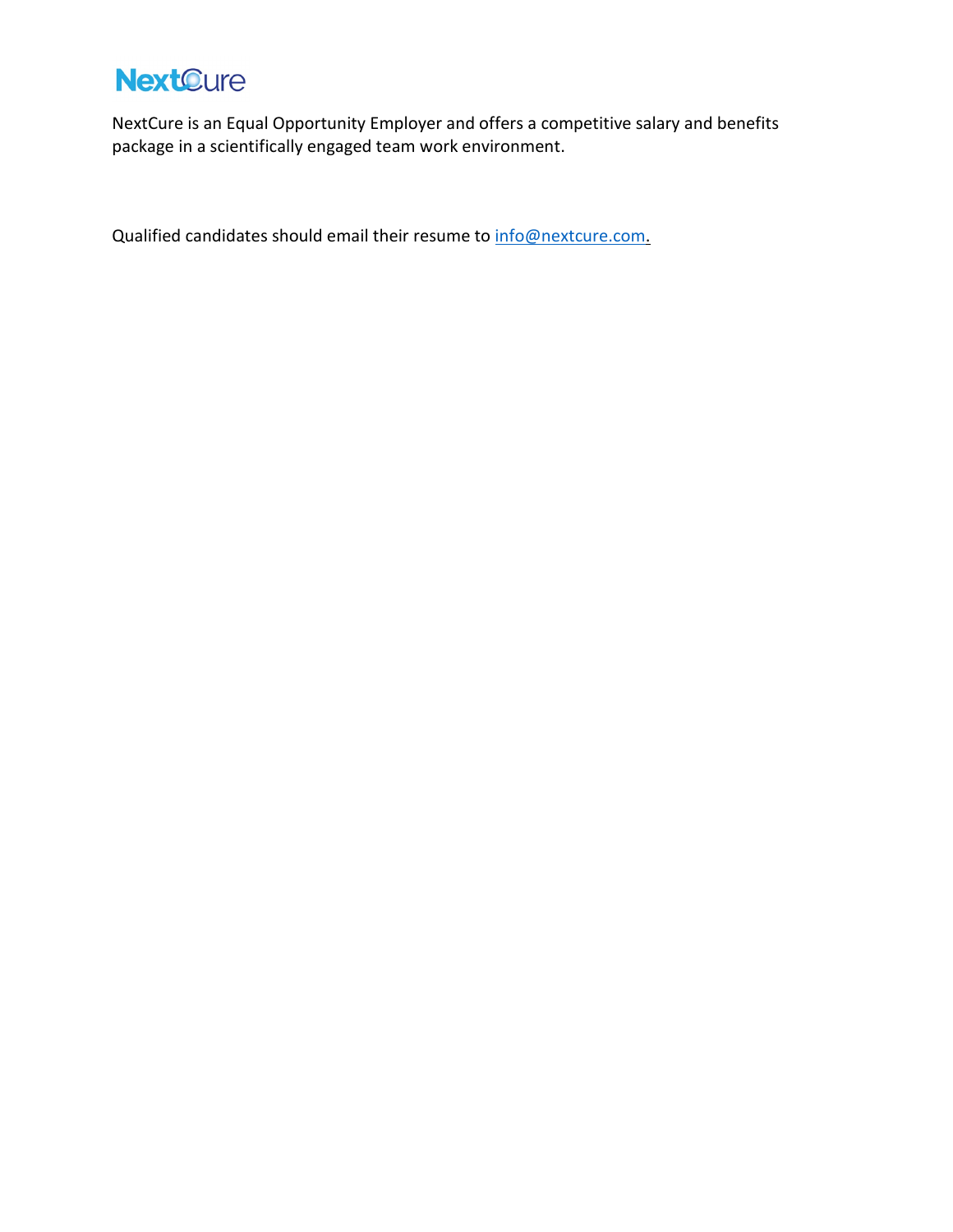NextCure is an Equal Opportunity Employer and offers a competitive salary and benefits package in a scientifically engaged team work environment.

Qualified candidates should email their resume to info@nextcure.com.